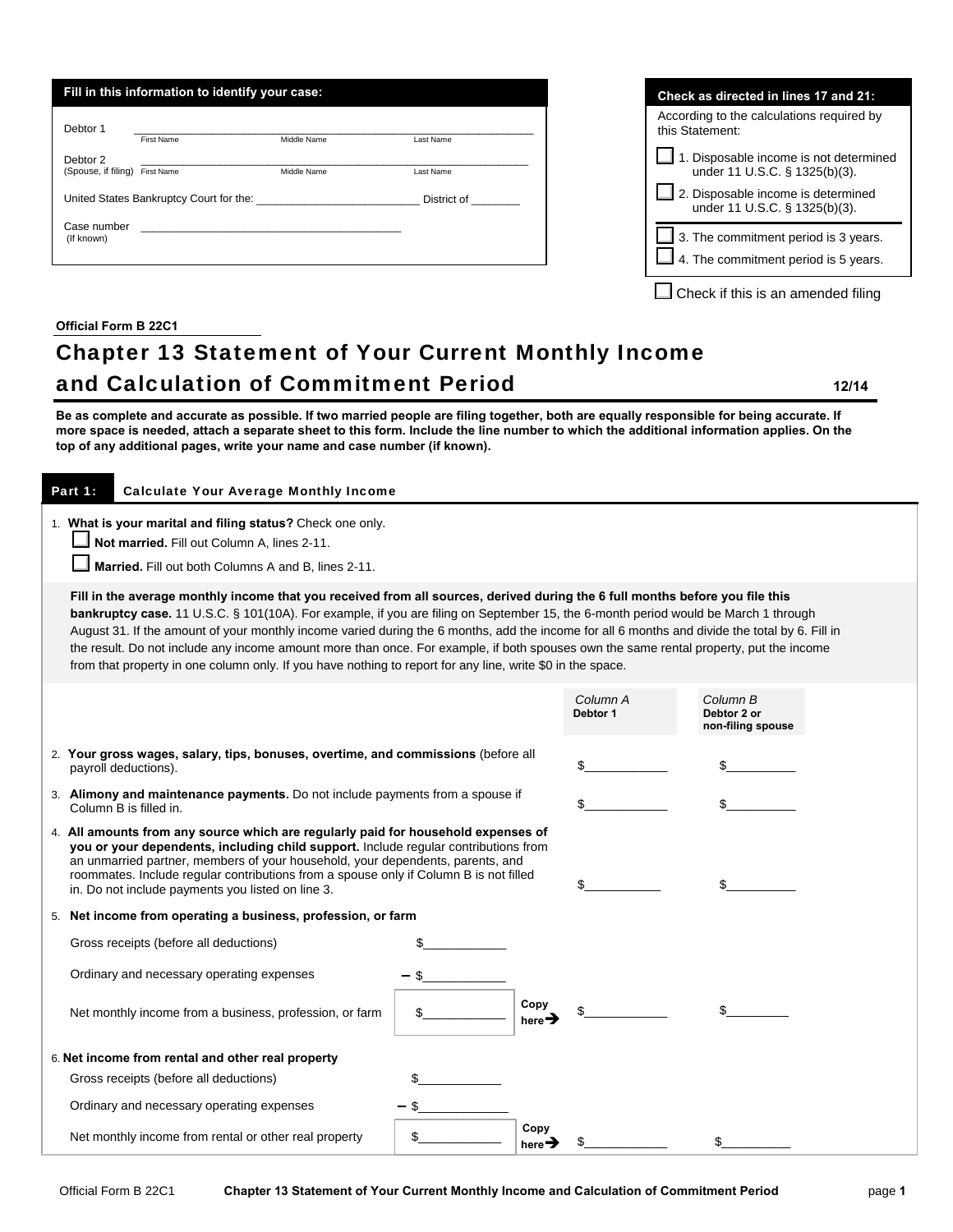**Fill in this information to identify your case:**

Debtor 1 ______________________________________________
First Name Middle Name Last Name

Debtor 2 ______________________________________________
(Spouse, if filing) First Name Middle Name Last Name

United States Bankruptcy Court for the: __________________________ District of ________

Case number ________________________________________
(If known)

**Check as directed in lines 17 and 21:**

According to the calculations required by this Statement:

☐ 1. Disposable income is not determined under 11 U.S.C. § 1325(b)(3).

☐ 2. Disposable income is determined under 11 U.S.C. § 1325(b)(3).

☐ 3. The commitment period is 3 years.

☐ 4. The commitment period is 5 years.

☐ Check if this is an amended filing

**Official Form B 22C1**

# Chapter 13 Statement of Your Current Monthly Income and Calculation of Commitment Period

**12/14**

**Be as complete and accurate as possible. If two married people are filing together, both are equally responsible for being accurate. If more space is needed, attach a separate sheet to this form. Include the line number to which the additional information applies. On the top of any additional pages, write your name and case number (if known).**

## Part 1: Calculate Your Average Monthly Income

1. **What is your marital and filing status?** Check one only.
   - ☐ **Not married.** Fill out Column A, lines 2-11.
   - ☐ **Married.** Fill out both Columns A and B, lines 2-11.

**Fill in the average monthly income that you received from all sources, derived during the 6 full months before you file this bankruptcy case.** 11 U.S.C. § 101(10A). For example, if you are filing on September 15, the 6-month period would be March 1 through August 31. If the amount of your monthly income varied during the 6 months, add the income for all 6 months and divide the total by 6. Fill in the result. Do not include any income amount more than once. For example, if both spouses own the same rental property, put the income from that property in one column only. If you have nothing to report for any line, write $0 in the space.

| | | *Column A* **Debtor 1** | *Column B* **Debtor 2 or non-filing spouse** |
|---|---|---|---|
| 2. **Your gross wages, salary, tips, bonuses, overtime, and commissions** (before all payroll deductions). | | $__________ | $__________ |
| 3. **Alimony and maintenance payments.** Do not include payments from a spouse if Column B is filled in. | | $__________ | $__________ |
| 4. **All amounts from any source which are regularly paid for household expenses of you or your dependents, including child support.** Include regular contributions from an unmarried partner, members of your household, your dependents, parents, and roommates. Include regular contributions from a spouse only if Column B is not filled in. Do not include payments you listed on line 3. | | $__________ | $__________ |
| 5. **Net income from operating a business, profession, or farm** | | | |
| Gross receipts (before all deductions) | $__________ | | |
| Ordinary and necessary operating expenses | − $__________ | | |
| Net monthly income from a business, profession, or farm | $__________ Copy here➔ | $__________ | $__________ |
| 6. **Net income from rental and other real property** | | | |
| Gross receipts (before all deductions) | $__________ | | |
| Ordinary and necessary operating expenses | − $__________ | | |
| Net monthly income from rental or other real property | $__________ Copy here➔ | $__________ | $__________ |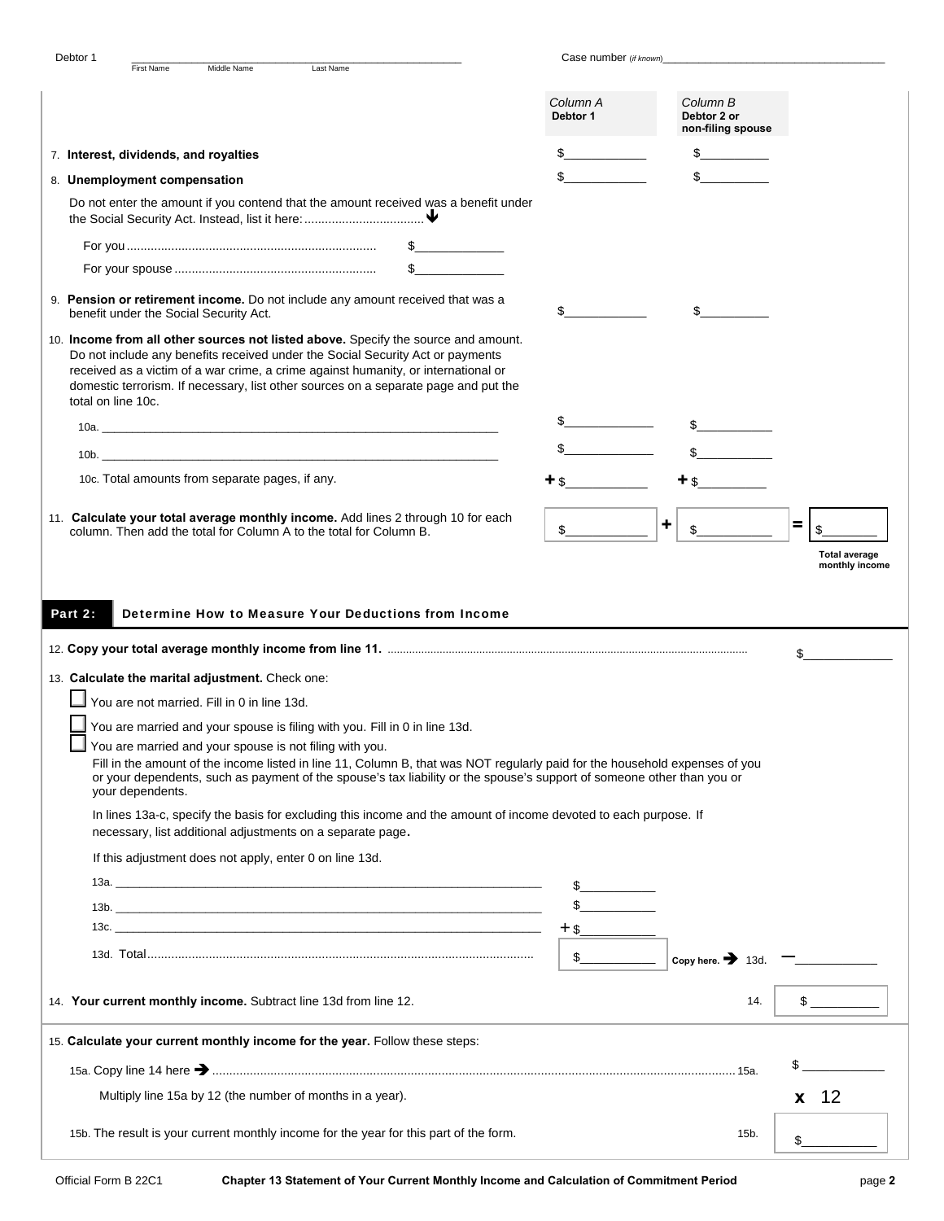Debtor 1 \_\_\_\_\_\_\_\_\_\_\_\_\_\_\_\_\_\_\_\_\_\_\_\_\_\_\_\_\_\_\_\_\_\_\_\_\_\_\_\_\_\_\_\_\_\_\_\_\_\_\_\_\_\_\_\_

First Name Middle Name Last Name

Case number *(if known)*\_\_\_\_\_\_\_\_\_\_\_\_\_\_\_\_\_\_\_\_\_\_\_\_\_\_\_\_\_\_\_\_\_\_\_\_\_\_\_\_

| | *Column A* **Debtor 1** | *Column B* **Debtor 2 or non-filing spouse** |
|---|---|---|
| 7. **Interest, dividends, and royalties** | $\_\_\_\_\_\_\_\_\_\_\_\_ | $\_\_\_\_\_\_\_\_\_\_ |
| 8. **Unemployment compensation** | $\_\_\_\_\_\_\_\_\_\_\_\_ | $\_\_\_\_\_\_\_\_\_\_ |

Do not enter the amount if you contend that the amount received was a benefit under the Social Security Act. Instead, list it here: ↓

For you ........ $\_\_\_\_\_\_\_\_\_\_\_\_

For your spouse ........ $\_\_\_\_\_\_\_\_\_\_\_\_

| | | |
|---|---|---|
| 9. **Pension or retirement income.** Do not include any amount received that was a benefit under the Social Security Act. | $\_\_\_\_\_\_\_\_\_\_\_\_ | $\_\_\_\_\_\_\_\_\_\_ |

10. **Income from all other sources not listed above.** Specify the source and amount. Do not include any benefits received under the Social Security Act or payments received as a victim of a war crime, a crime against humanity, or international or domestic terrorism. If necessary, list other sources on a separate page and put the total on line 10c.

| | | |
|---|---|---|
| 10a. \_\_\_\_\_\_\_\_\_\_\_\_\_\_\_\_\_\_\_\_\_\_\_\_\_\_\_\_\_\_\_\_\_\_\_\_ | $\_\_\_\_\_\_\_\_\_\_\_\_ | $\_\_\_\_\_\_\_\_\_\_ |
| 10b. \_\_\_\_\_\_\_\_\_\_\_\_\_\_\_\_\_\_\_\_\_\_\_\_\_\_\_\_\_\_\_\_\_\_\_\_ | $\_\_\_\_\_\_\_\_\_\_\_\_ | $\_\_\_\_\_\_\_\_\_\_ |
| 10c. Total amounts from separate pages, if any. | + $\_\_\_\_\_\_\_\_\_\_\_\_ | + $\_\_\_\_\_\_\_\_\_\_ |

11. **Calculate your total average monthly income.** Add lines 2 through 10 for each column. Then add the total for Column A to the total for Column B.

$\_\_\_\_\_\_\_\_\_\_\_\_ + $\_\_\_\_\_\_\_\_\_\_ = $\_\_\_\_\_\_\_\_

**Total average monthly income**

## Part 2: Determine How to Measure Your Deductions from Income

12. **Copy your total average monthly income from line 11.** ........ $\_\_\_\_\_\_\_\_\_\_\_\_

13. **Calculate the marital adjustment.** Check one:

- ☐ You are not married. Fill in 0 in line 13d.
- ☐ You are married and your spouse is filing with you. Fill in 0 in line 13d.
- ☐ You are married and your spouse is not filing with you.

Fill in the amount of the income listed in line 11, Column B, that was NOT regularly paid for the household expenses of you or your dependents, such as payment of the spouse's tax liability or the spouse's support of someone other than you or your dependents.

In lines 13a-c, specify the basis for excluding this income and the amount of income devoted to each purpose. If necessary, list additional adjustments on a separate page.

If this adjustment does not apply, enter 0 on line 13d.

13a. \_\_\_\_\_\_\_\_\_\_\_\_\_\_\_\_\_\_\_\_\_\_\_\_\_\_\_\_\_\_\_\_\_\_\_\_ $\_\_\_\_\_\_\_\_\_\_

13b. \_\_\_\_\_\_\_\_\_\_\_\_\_\_\_\_\_\_\_\_\_\_\_\_\_\_\_\_\_\_\_\_\_\_\_\_ $\_\_\_\_\_\_\_\_\_\_

13c. \_\_\_\_\_\_\_\_\_\_\_\_\_\_\_\_\_\_\_\_\_\_\_\_\_\_\_\_\_\_\_\_\_\_\_\_ + $\_\_\_\_\_\_\_\_\_\_

13d. Total ........ $\_\_\_\_\_\_\_\_\_\_ **Copy here.** → 13d. − \_\_\_\_\_\_\_\_\_\_\_\_

14. **Your current monthly income.** Subtract line 13d from line 12. ........ 14. $\_\_\_\_\_\_\_\_\_\_

15. **Calculate your current monthly income for the year.** Follow these steps:

15a. Copy line 14 here → ........ 15a. $\_\_\_\_\_\_\_\_\_\_\_\_

Multiply line 15a by 12 (the number of months in a year). **x** 12

15b. The result is your current monthly income for the year for this part of the form. ........ 15b. $\_\_\_\_\_\_\_\_\_\_

Official Form B 22C1 **Chapter 13 Statement of Your Current Monthly Income and Calculation of Commitment Period**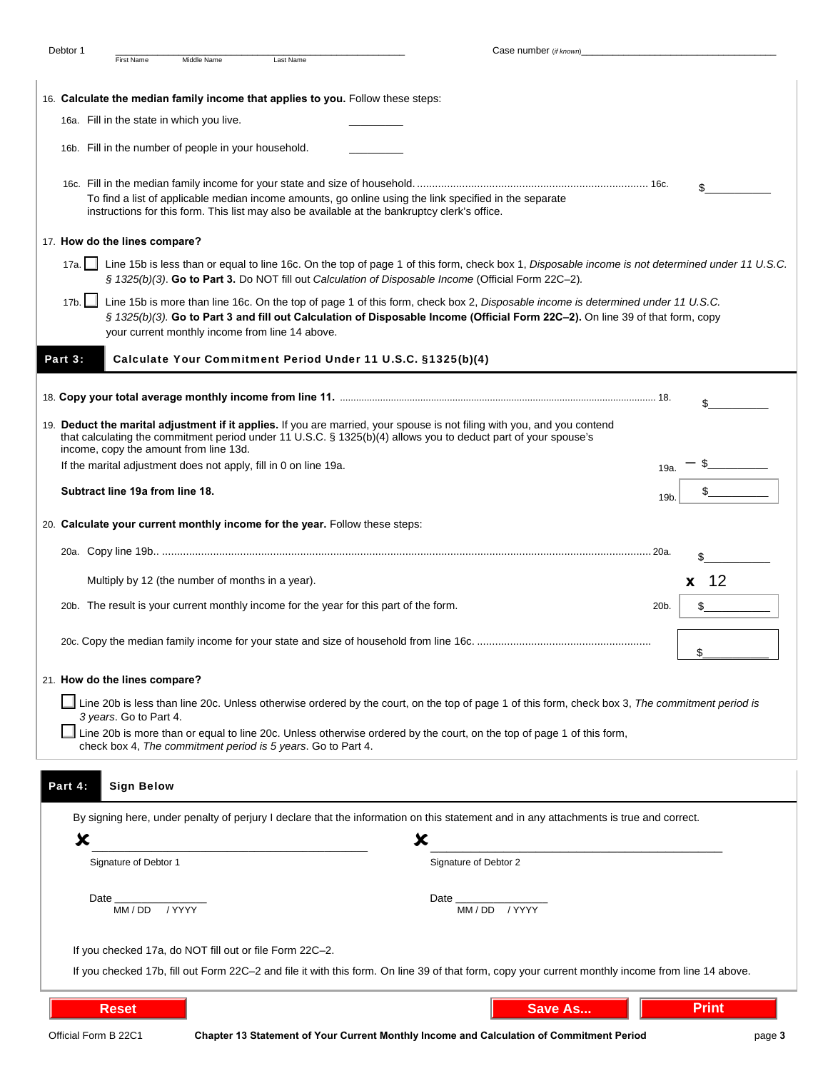Debtor 1 \_\_\_\_\_\_\_\_\_\_\_\_\_\_\_\_\_\_\_\_\_\_\_\_\_\_\_\_\_\_\_\_\_\_\_\_\_\_\_\_\_\_\_\_ Case number (if known)\_\_\_\_\_\_\_\_\_\_\_\_\_\_\_\_\_\_\_\_\_\_\_\_\_\_\_\_\_\_\_\_\_\_\_\_\_\_\_\_\_\_\_\_
First Name Middle Name Last Name

16. **Calculate the median family income that applies to you.** Follow these steps:

16a. Fill in the state in which you live. \_\_\_\_\_\_\_\_\_\_

16b. Fill in the number of people in your household. \_\_\_\_\_\_\_\_\_\_

16c. Fill in the median family income for your state and size of household. .................................................. 16c. $\_\_\_\_\_\_\_\_\_\_\_\_
To find a list of applicable median income amounts, go online using the link specified in the separate instructions for this form. This list may also be available at the bankruptcy clerk's office.

17. **How do the lines compare?**

17a. ☐ Line 15b is less than or equal to line 16c. On the top of page 1 of this form, check box 1, *Disposable income is not determined under 11 U.S.C. § 1325(b)(3)*. **Go to Part 3.** Do NOT fill out *Calculation of Disposable Income* (Official Form 22C–2).

17b. ☐ Line 15b is more than line 16c. On the top of page 1 of this form, check box 2, *Disposable income is determined under 11 U.S.C. § 1325(b)(3)*. **Go to Part 3 and fill out Calculation of Disposable Income (Official Form 22C–2).** On line 39 of that form, copy your current monthly income from line 14 above.

## Part 3: Calculate Your Commitment Period Under 11 U.S.C. §1325(b)(4)

18. **Copy your total average monthly income from line 11.** .................................................. 18. $\_\_\_\_\_\_\_\_\_\_\_\_

19. **Deduct the marital adjustment if it applies.** If you are married, your spouse is not filing with you, and you contend that calculating the commitment period under 11 U.S.C. § 1325(b)(4) allows you to deduct part of your spouse's income, copy the amount from line 13d.
If the marital adjustment does not apply, fill in 0 on line 19a. 19a. − $\_\_\_\_\_\_\_\_\_\_\_\_

**Subtract line 19a from line 18.** 19b. $\_\_\_\_\_\_\_\_\_\_\_\_

20. **Calculate your current monthly income for the year.** Follow these steps:

20a. Copy line 19b.. .................................................. 20a. $\_\_\_\_\_\_\_\_\_\_\_\_

Multiply by 12 (the number of months in a year). **x** 12

20b. The result is your current monthly income for the year for this part of the form. 20b. $\_\_\_\_\_\_\_\_\_\_\_\_

20c. Copy the median family income for your state and size of household from line 16c. .................................................. $\_\_\_\_\_\_\_\_\_\_\_\_

21. **How do the lines compare?**

☐ Line 20b is less than line 20c. Unless otherwise ordered by the court, on the top of page 1 of this form, check box 3, *The commitment period is 3 years*. Go to Part 4.

☐ Line 20b is more than or equal to line 20c. Unless otherwise ordered by the court, on the top of page 1 of this form, check box 4, *The commitment period is 5 years*. Go to Part 4.

## Part 4: Sign Below

By signing here, under penalty of perjury I declare that the information on this statement and in any attachments is true and correct.

✘ \_\_\_\_\_\_\_\_\_\_\_\_\_\_\_\_\_\_\_\_\_\_\_\_\_\_\_\_\_\_\_\_\_\_\_\_ ✘ \_\_\_\_\_\_\_\_\_\_\_\_\_\_\_\_\_\_\_\_\_\_\_\_\_\_\_\_\_\_\_\_\_\_\_\_
Signature of Debtor 1 Signature of Debtor 2

Date \_\_\_\_\_\_\_\_\_\_\_\_\_\_\_ Date \_\_\_\_\_\_\_\_\_\_\_\_\_\_\_
MM / DD / YYYY MM / DD / YYYY

If you checked 17a, do NOT fill out or file Form 22C–2.

If you checked 17b, fill out Form 22C–2 and file it with this form. On line 39 of that form, copy your current monthly income from line 14 above.

Reset Save As... Print

Official Form B 22C1 **Chapter 13 Statement of Your Current Monthly Income and Calculation of Commitment Period**